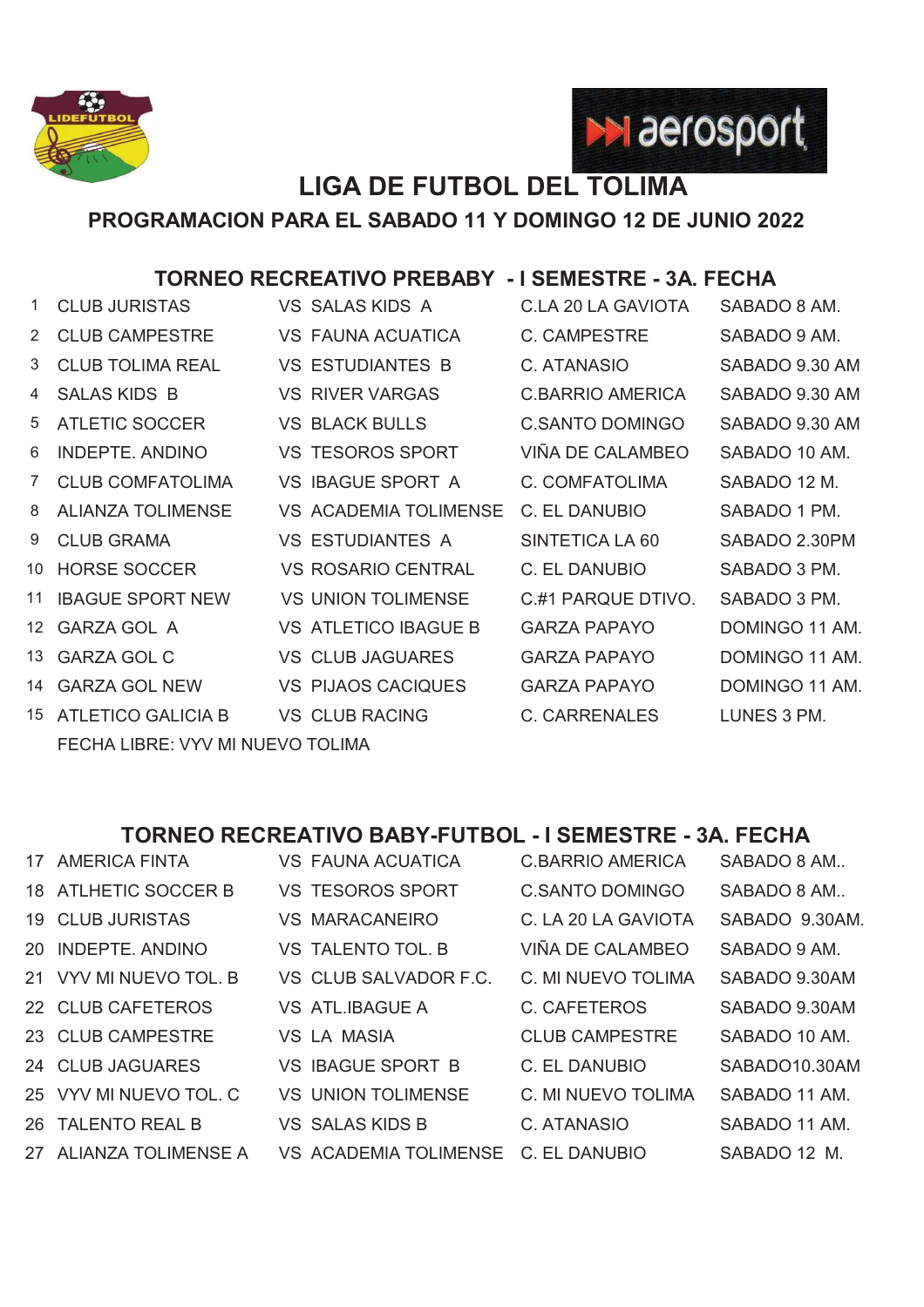# LIGA DE FUTBOL DEL TOLIMA

## PROGRAMACION PARA EL SABADO 11 Y DOMINGO 12 DE JUNIO 2022

### TORNEO RECREATIVO PREBABY - I SEMESTRE - 3A. FECHA

| # | Equipo | | Rival | Cancha | Hora |
|---|---|---|---|---|---|
| 1 | CLUB JURISTAS | VS | SALAS KIDS A | C.LA 20 LA GAVIOTA | SABADO 8 AM. |
| 2 | CLUB CAMPESTRE | VS | FAUNA ACUATICA | C. CAMPESTRE | SABADO 9 AM. |
| 3 | CLUB TOLIMA REAL | VS | ESTUDIANTES B | C. ATANASIO | SABADO 9.30 AM |
| 4 | SALAS KIDS B | VS | RIVER VARGAS | C.BARRIO AMERICA | SABADO 9.30 AM |
| 5 | ATLETIC SOCCER | VS | BLACK BULLS | C.SANTO DOMINGO | SABADO 9.30 AM |
| 6 | INDEPTE. ANDINO | VS | TESOROS SPORT | VIÑA DE CALAMBEO | SABADO 10 AM. |
| 7 | CLUB COMFATOLIMA | VS | IBAGUE SPORT A | C. COMFATOLIMA | SABADO 12 M. |
| 8 | ALIANZA TOLIMENSE | VS | ACADEMIA TOLIMENSE | C. EL DANUBIO | SABADO 1 PM. |
| 9 | CLUB GRAMA | VS | ESTUDIANTES A | SINTETICA LA 60 | SABADO 2.30PM |
| 10 | HORSE SOCCER | VS | ROSARIO CENTRAL | C. EL DANUBIO | SABADO 3 PM. |
| 11 | IBAGUE SPORT NEW | VS | UNION TOLIMENSE | C.#1 PARQUE DTIVO. | SABADO 3 PM. |
| 12 | GARZA GOL A | VS | ATLETICO IBAGUE B | GARZA PAPAYO | DOMINGO 11 AM. |
| 13 | GARZA GOL C | VS | CLUB JAGUARES | GARZA PAPAYO | DOMINGO 11 AM. |
| 14 | GARZA GOL NEW | VS | PIJAOS CACIQUES | GARZA PAPAYO | DOMINGO 11 AM. |
| 15 | ATLETICO GALICIA B | VS | CLUB RACING | C. CARRENALES | LUNES 3 PM. |

FECHA LIBRE: VYV MI NUEVO TOLIMA

### TORNEO RECREATIVO BABY-FUTBOL - I SEMESTRE - 3A. FECHA

| # | Equipo | | Rival | Cancha | Hora |
|---|---|---|---|---|---|
| 17 | AMERICA FINTA | VS | FAUNA ACUATICA | C.BARRIO AMERICA | SABADO 8 AM.. |
| 18 | ATLHETIC SOCCER B | VS | TESOROS SPORT | C.SANTO DOMINGO | SABADO 8 AM.. |
| 19 | CLUB JURISTAS | VS | MARACANEIRO | C. LA 20 LA GAVIOTA | SABADO 9.30AM. |
| 20 | INDEPTE. ANDINO | VS | TALENTO TOL. B | VIÑA DE CALAMBEO | SABADO 9 AM. |
| 21 | VYV MI NUEVO TOL. B | VS | CLUB SALVADOR F.C. | C. MI NUEVO TOLIMA | SABADO 9.30AM |
| 22 | CLUB CAFETEROS | VS | ATL.IBAGUE A | C. CAFETEROS | SABADO 9.30AM |
| 23 | CLUB CAMPESTRE | VS | LA MASIA | CLUB CAMPESTRE | SABADO 10 AM. |
| 24 | CLUB JAGUARES | VS | IBAGUE SPORT B | C. EL DANUBIO | SABADO10.30AM |
| 25 | VYV MI NUEVO TOL. C | VS | UNION TOLIMENSE | C. MI NUEVO TOLIMA | SABADO 11 AM. |
| 26 | TALENTO REAL B | VS | SALAS KIDS B | C. ATANASIO | SABADO 11 AM. |
| 27 | ALIANZA TOLIMENSE A | VS | ACADEMIA TOLIMENSE | C. EL DANUBIO | SABADO 12 M. |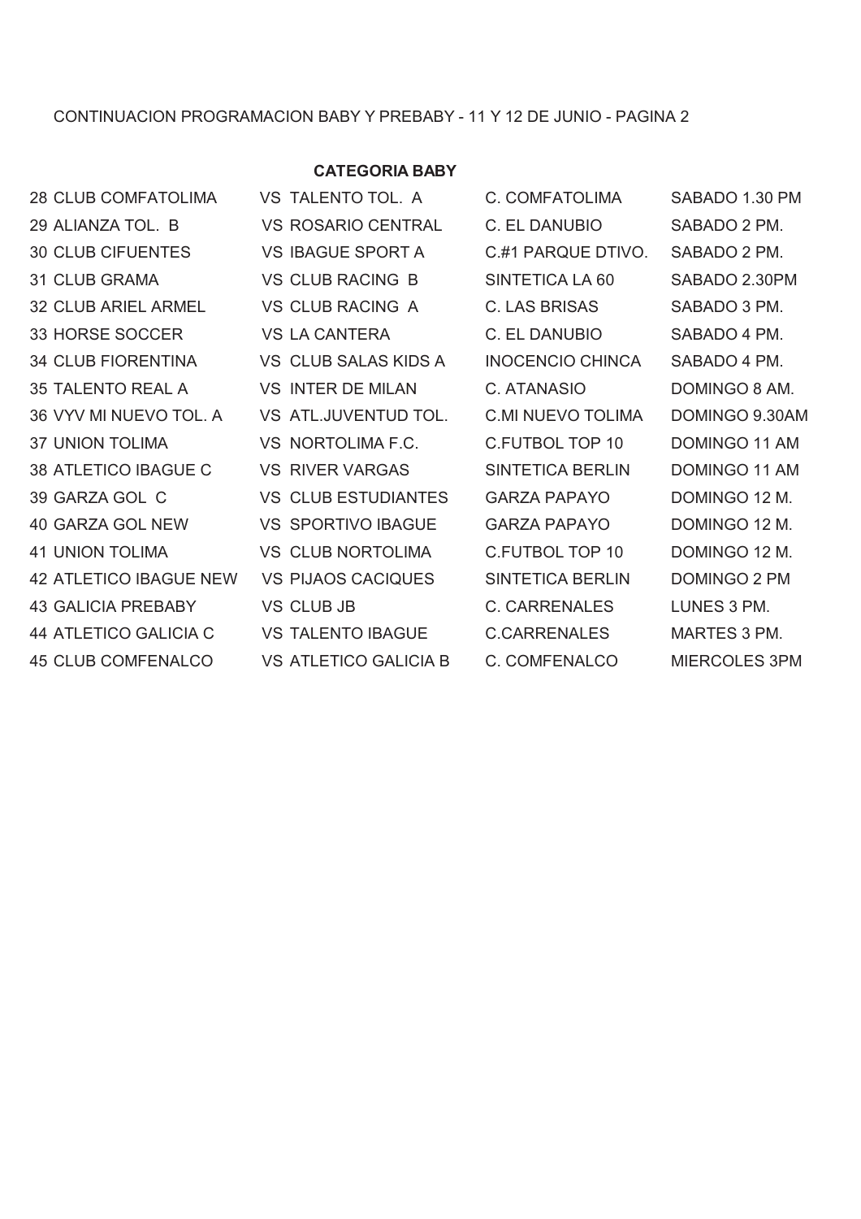CONTINUACION PROGRAMACION BABY Y PREBABY - 11 Y 12 DE JUNIO - PAGINA 2

**CATEGORIA BABY**

| | | | |
|---|---|---|---|
| 28 CLUB COMFATOLIMA | VS TALENTO TOL. A | C. COMFATOLIMA | SABADO 1.30 PM |
| 29 ALIANZA TOL. B | VS ROSARIO CENTRAL | C. EL DANUBIO | SABADO 2 PM. |
| 30 CLUB CIFUENTES | VS IBAGUE SPORT A | C.#1 PARQUE DTIVO. | SABADO 2 PM. |
| 31 CLUB GRAMA | VS CLUB RACING B | SINTETICA LA 60 | SABADO 2.30PM |
| 32 CLUB ARIEL ARMEL | VS CLUB RACING A | C. LAS BRISAS | SABADO 3 PM. |
| 33 HORSE SOCCER | VS LA CANTERA | C. EL DANUBIO | SABADO 4 PM. |
| 34 CLUB FIORENTINA | VS CLUB SALAS KIDS A | INOCENCIO CHINCA | SABADO 4 PM. |
| 35 TALENTO REAL A | VS INTER DE MILAN | C. ATANASIO | DOMINGO 8 AM. |
| 36 VYV MI NUEVO TOL. A | VS ATL.JUVENTUD TOL. | C.MI NUEVO TOLIMA | DOMINGO 9.30AM |
| 37 UNION TOLIMA | VS NORTOLIMA F.C. | C.FUTBOL TOP 10 | DOMINGO 11 AM |
| 38 ATLETICO IBAGUE C | VS RIVER VARGAS | SINTETICA BERLIN | DOMINGO 11 AM |
| 39 GARZA GOL C | VS CLUB ESTUDIANTES | GARZA PAPAYO | DOMINGO 12 M. |
| 40 GARZA GOL NEW | VS SPORTIVO IBAGUE | GARZA PAPAYO | DOMINGO 12 M. |
| 41 UNION TOLIMA | VS CLUB NORTOLIMA | C.FUTBOL TOP 10 | DOMINGO 12 M. |
| 42 ATLETICO IBAGUE NEW | VS PIJAOS CACIQUES | SINTETICA BERLIN | DOMINGO 2 PM |
| 43 GALICIA PREBABY | VS CLUB JB | C. CARRENALES | LUNES 3 PM. |
| 44 ATLETICO GALICIA C | VS TALENTO IBAGUE | C.CARRENALES | MARTES 3 PM. |
| 45 CLUB COMFENALCO | VS ATLETICO GALICIA B | C. COMFENALCO | MIERCOLES 3PM |